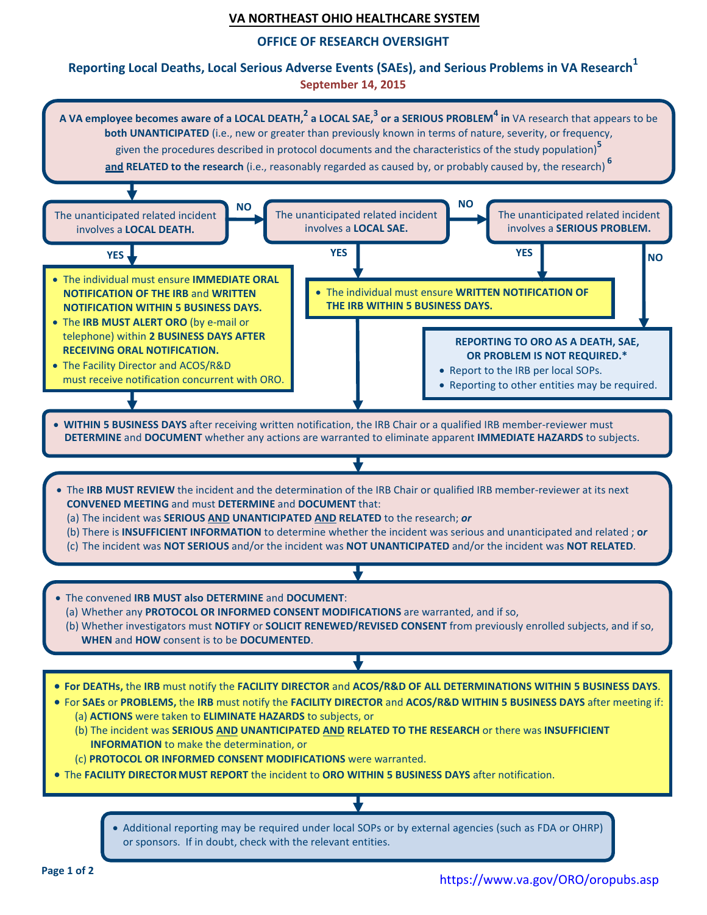# VA NORTHEAST OHIO HEALTHCARE SYSTEM

## OFFICE OF RESEARCH OVERSIGHT

### Reporting Local Deaths, Local Serious Adverse Events (SAEs), and Serious Problems in VA Research[1]

**September 14, 2015**

**A VA employee becomes aware of a LOCAL DEATH,[2] a LOCAL SAE,[3] or a SERIOUS PROBLEM[4] in** VA research that appears to be **both UNANTICIPATED** (i.e., new or greater than previously known in terms of nature, severity, or frequency, given the procedures described in protocol documents and the characteristics of the study population)[5] **and RELATED to the research** (i.e., reasonably regarded as caused by, or probably caused by, the research)[6]

---

**The unanticipated related incident involves a LOCAL DEATH.**

- **YES:**
  - The individual must ensure **IMMEDIATE ORAL NOTIFICATION OF THE IRB** and **WRITTEN NOTIFICATION WITHIN 5 BUSINESS DAYS.**
  - The **IRB MUST ALERT ORO** (by e-mail or telephone) within **2 BUSINESS DAYS AFTER RECEIVING ORAL NOTIFICATION.**
  - The Facility Director and ACOS/R&D must receive notification concurrent with ORO.
- **NO:** go to next step.

**The unanticipated related incident involves a LOCAL SAE.**

- **YES:**
  - The individual must ensure **WRITTEN NOTIFICATION OF THE IRB WITHIN 5 BUSINESS DAYS.**
- **NO:** go to next step.

**The unanticipated related incident involves a SERIOUS PROBLEM.**

- **YES:**
  - The individual must ensure **WRITTEN NOTIFICATION OF THE IRB WITHIN 5 BUSINESS DAYS.**
- **NO:**
  - **REPORTING TO ORO AS A DEATH, SAE, OR PROBLEM IS NOT REQUIRED.\***
    - Report to the IRB per local SOPs.
    - Reporting to other entities may be required.

---

- **WITHIN 5 BUSINESS DAYS** after receiving written notification, the IRB Chair or a qualified IRB member-reviewer must **DETERMINE** and **DOCUMENT** whether any actions are warranted to eliminate apparent **IMMEDIATE HAZARDS** to subjects.

↓

- The **IRB MUST REVIEW** the incident and the determination of the IRB Chair or qualified IRB member-reviewer at its next **CONVENED MEETING** and must **DETERMINE** and **DOCUMENT** that:
  (a) The incident was **SERIOUS AND UNANTICIPATED AND RELATED** to the research; ***or***
  (b) There is **INSUFFICIENT INFORMATION** to determine whether the incident was serious and unanticipated and related ; ***or***
  (c) The incident was **NOT SERIOUS** and/or the incident was **NOT UNANTICIPATED** and/or the incident was **NOT RELATED**.

↓

- The convened **IRB MUST also DETERMINE** and **DOCUMENT**:
  (a) Whether any **PROTOCOL OR INFORMED CONSENT MODIFICATIONS** are warranted, and if so,
  (b) Whether investigators must **NOTIFY** or **SOLICIT RENEWED/REVISED CONSENT** from previously enrolled subjects, and if so, **WHEN** and **HOW** consent is to be **DOCUMENTED**.

↓

- **For DEATHs,** the **IRB** must notify the **FACILITY DIRECTOR** and **ACOS/R&D OF ALL DETERMINATIONS WITHIN 5 BUSINESS DAYS.**
- For **SAEs** or **PROBLEMS,** the **IRB** must notify the **FACILITY DIRECTOR** and **ACOS/R&D WITHIN 5 BUSINESS DAYS** after meeting if:
  (a) **ACTIONS** were taken to **ELIMINATE HAZARDS** to subjects, or
  (b) The incident was **SERIOUS AND UNANTICIPATED AND RELATED TO THE RESEARCH** or there was **INSUFFICIENT INFORMATION** to make the determination, or
  (c) **PROTOCOL OR INFORMED CONSENT MODIFICATIONS** were warranted.
- The **FACILITY DIRECTOR MUST REPORT** the incident to **ORO WITHIN 5 BUSINESS DAYS** after notification.

↓

- Additional reporting may be required under local SOPs or by external agencies (such as FDA or OHRP) or sponsors. If in doubt, check with the relevant entities.

https://www.va.gov/ORO/oropubs.asp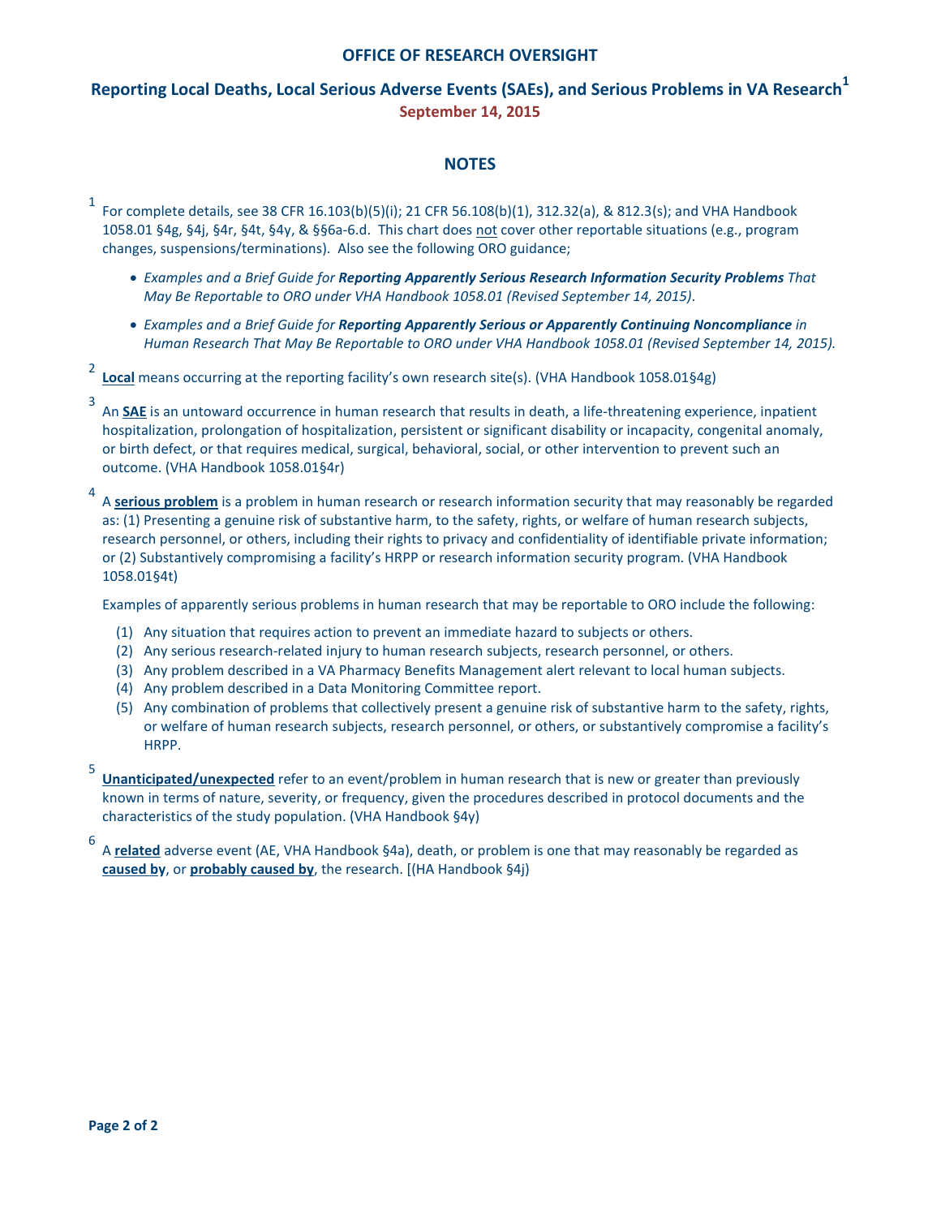## OFFICE OF RESEARCH OVERSIGHT

## Reporting Local Deaths, Local Serious Adverse Events (SAEs), and Serious Problems in VA Research[1]

**September 14, 2015**

### NOTES

[1] For complete details, see 38 CFR 16.103(b)(5)(i); 21 CFR 56.108(b)(1), 312.32(a), & 812.3(s); and VHA Handbook 1058.01 §4g, §4j, §4r, §4t, §4y, & §§6a-6.d. This chart does not cover other reportable situations (e.g., program changes, suspensions/terminations). Also see the following ORO guidance;

- *Examples and a Brief Guide for **Reporting Apparently Serious Research Information Security Problems** That May Be Reportable to ORO under VHA Handbook 1058.01 (Revised September 14, 2015).*
- *Examples and a Brief Guide for **Reporting Apparently Serious or Apparently Continuing Noncompliance** in Human Research That May Be Reportable to ORO under VHA Handbook 1058.01 (Revised September 14, 2015).*

[2] **Local** means occurring at the reporting facility's own research site(s). (VHA Handbook 1058.01§4g)

[3] An **SAE** is an untoward occurrence in human research that results in death, a life-threatening experience, inpatient hospitalization, prolongation of hospitalization, persistent or significant disability or incapacity, congenital anomaly, or birth defect, or that requires medical, surgical, behavioral, social, or other intervention to prevent such an outcome. (VHA Handbook 1058.01§4r)

[4] A **serious problem** is a problem in human research or research information security that may reasonably be regarded as: (1) Presenting a genuine risk of substantive harm, to the safety, rights, or welfare of human research subjects, research personnel, or others, including their rights to privacy and confidentiality of identifiable private information; or (2) Substantively compromising a facility's HRPP or research information security program. (VHA Handbook 1058.01§4t)

Examples of apparently serious problems in human research that may be reportable to ORO include the following:

(1) Any situation that requires action to prevent an immediate hazard to subjects or others.
(2) Any serious research-related injury to human research subjects, research personnel, or others.
(3) Any problem described in a VA Pharmacy Benefits Management alert relevant to local human subjects.
(4) Any problem described in a Data Monitoring Committee report.
(5) Any combination of problems that collectively present a genuine risk of substantive harm to the safety, rights, or welfare of human research subjects, research personnel, or others, or substantively compromise a facility's HRPP.

[5] **Unanticipated/unexpected** refer to an event/problem in human research that is new or greater than previously known in terms of nature, severity, or frequency, given the procedures described in protocol documents and the characteristics of the study population. (VHA Handbook §4y)

[6] A **related** adverse event (AE, VHA Handbook §4a), death, or problem is one that may reasonably be regarded as **caused by**, or **probably caused by**, the research. [(HA Handbook §4j)